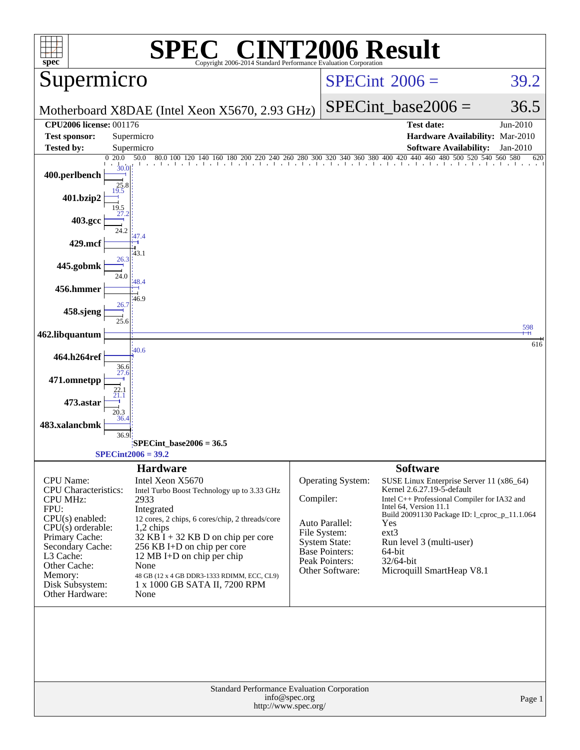# SPEC® CINT2006 Result

Copyright 2006-2014 Standard Performance Evaluation Corporation

## Supermicro

Motherboard X8DAE (Intel Xeon X5670, 2.93 GHz)

SPECint 2006 = 39.2

SPECint_base2006 = 36.5

| | | | |
|---|---|---|---|
| **CPU2006 license:** | 001176 | **Test date:** | Jun-2010 |
| **Test sponsor:** | Supermicro | **Hardware Availability:** | Mar-2010 |
| **Tested by:** | Supermicro | **Software Availability:** | Jan-2010 |

| Benchmark | Peak | Base |
|---|---|---|
| 400.perlbench | 30.0 | 25.8 |
| 401.bzip2 | 19.5 | 19.5 |
| 403.gcc | 27.2 | 24.2 |
| 429.mcf | 47.4 | 43.1 |
| 445.gobmk | 26.3 | 24.0 |
| 456.hmmer | 48.4 | 46.9 |
| 458.sjeng | 26.7 | 25.6 |
| 462.libquantum | 598 | 616 |
| 464.h264ref | 40.6 | 36.6 |
| 471.omnetpp | 27.6 | 22.1 |
| 473.astar | 21.1 | 20.3 |
| 483.xalancbmk | 36.4 | 36.9 |

SPECint_base2006 = 36.5

SPECint2006 = 39.2

## Hardware

| | |
|---|---|
| CPU Name: | Intel Xeon X5670 |
| CPU Characteristics: | Intel Turbo Boost Technology up to 3.33 GHz |
| CPU MHz: | 2933 |
| FPU: | Integrated |
| CPU(s) enabled: | 12 cores, 2 chips, 6 cores/chip, 2 threads/core |
| CPU(s) orderable: | 1,2 chips |
| Primary Cache: | 32 KB I + 32 KB D on chip per core |
| Secondary Cache: | 256 KB I+D on chip per core |
| L3 Cache: | 12 MB I+D on chip per chip |
| Other Cache: | None |
| Memory: | 48 GB (12 x 4 GB DDR3-1333 RDIMM, ECC, CL9) |
| Disk Subsystem: | 1 x 1000 GB SATA II, 7200 RPM |
| Other Hardware: | None |

## Software

| | |
|---|---|
| Operating System: | SUSE Linux Enterprise Server 11 (x86_64) Kernel 2.6.27.19-5-default |
| Compiler: | Intel C++ Professional Compiler for IA32 and Intel 64, Version 11.1 Build 20091130 Package ID: l_cproc_p_11.1.064 |
| Auto Parallel: | Yes |
| File System: | ext3 |
| System State: | Run level 3 (multi-user) |
| Base Pointers: | 64-bit |
| Peak Pointers: | 32/64-bit |
| Other Software: | Microquill SmartHeap V8.1 |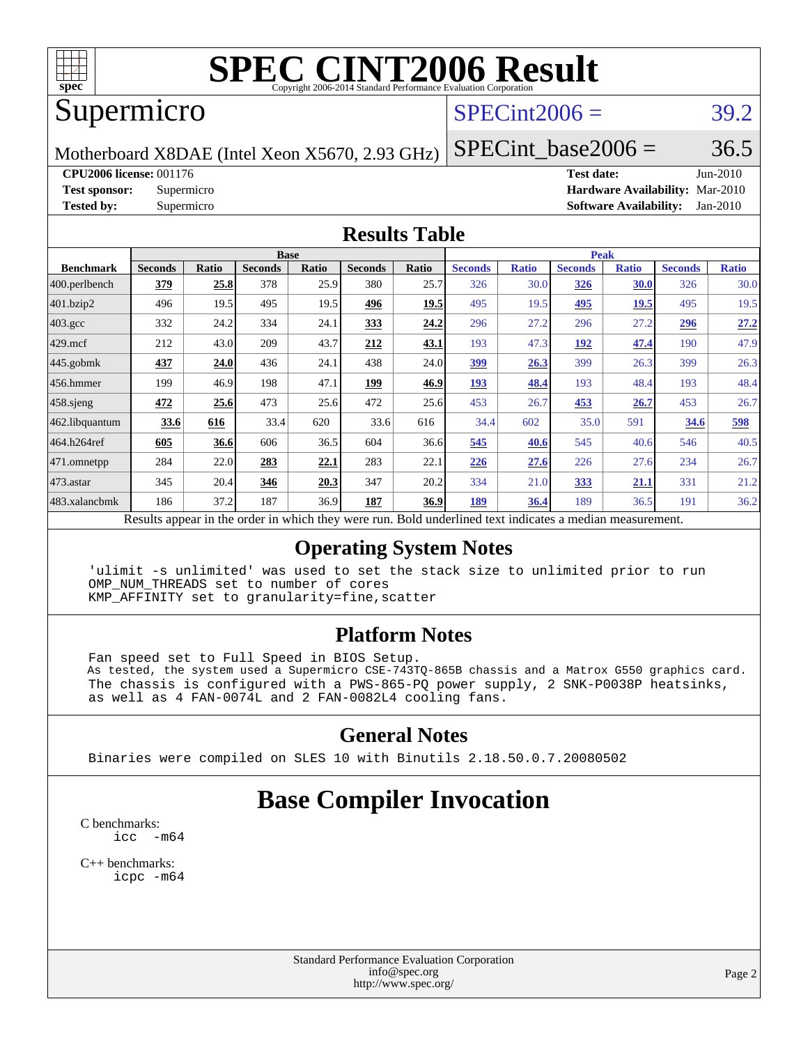# SPEC CINT2006 Result

Copyright 2006-2014 Standard Performance Evaluation Corporation

## Supermicro

Motherboard X8DAE (Intel Xeon X5670, 2.93 GHz)

SPECint2006 = 39.2

SPECint_base2006 = 36.5

**CPU2006 license:** 001176
**Test sponsor:** Supermicro
**Tested by:** Supermicro

**Test date:** Jun-2010
**Hardware Availability:** Mar-2010
**Software Availability:** Jan-2010

## Results Table

| Benchmark | Base | | | | | | Peak | | | | | |
|---|---|---|---|---|---|---|---|---|---|---|---|---|
| | Seconds | Ratio | Seconds | Ratio | Seconds | Ratio | Seconds | Ratio | Seconds | Ratio | Seconds | Ratio |
| 400.perlbench | **379** | **25.8** | 378 | 25.9 | 380 | 25.7 | 326 | 30.0 | **326** | **30.0** | 326 | 30.0 |
| 401.bzip2 | 496 | 19.5 | 495 | 19.5 | **496** | **19.5** | 495 | 19.5 | **495** | **19.5** | 495 | 19.5 |
| 403.gcc | 332 | 24.2 | 334 | 24.1 | **333** | **24.2** | 296 | 27.2 | 296 | 27.2 | **296** | **27.2** |
| 429.mcf | 212 | 43.0 | 209 | 43.7 | **212** | **43.1** | 193 | 47.3 | **192** | **47.4** | 190 | 47.9 |
| 445.gobmk | **437** | **24.0** | 436 | 24.1 | 438 | 24.0 | **399** | **26.3** | 399 | 26.3 | 399 | 26.3 |
| 456.hmmer | 199 | 46.9 | 198 | 47.1 | **199** | **46.9** | **193** | **48.4** | 193 | 48.4 | 193 | 48.4 |
| 458.sjeng | **472** | **25.6** | 473 | 25.6 | 472 | 25.6 | 453 | 26.7 | **453** | **26.7** | 453 | 26.7 |
| 462.libquantum | **33.6** | **616** | 33.4 | 620 | 33.6 | 616 | 34.4 | 602 | 35.0 | 591 | **34.6** | **598** |
| 464.h264ref | **605** | **36.6** | 606 | 36.5 | 604 | 36.6 | **545** | **40.6** | 545 | 40.6 | 546 | 40.5 |
| 471.omnetpp | 284 | 22.0 | **283** | **22.1** | 283 | 22.1 | **226** | **27.6** | 226 | 27.6 | 234 | 26.7 |
| 473.astar | 345 | 20.4 | **346** | **20.3** | 347 | 20.2 | 334 | 21.0 | **333** | **21.1** | 331 | 21.2 |
| 483.xalancbmk | 186 | 37.2 | 187 | 36.9 | **187** | **36.9** | **189** | **36.4** | 189 | 36.5 | 191 | 36.2 |

Results appear in the order in which they were run. Bold underlined text indicates a median measurement.

## Operating System Notes

```
'ulimit -s unlimited' was used to set the stack size to unlimited prior to run
OMP_NUM_THREADS set to number of cores
KMP_AFFINITY set to granularity=fine,scatter
```

## Platform Notes

```
Fan speed set to Full Speed in BIOS Setup.
As tested, the system used a Supermicro CSE-743TQ-865B chassis and a Matrox G550 graphics card.
The chassis is configured with a PWS-865-PQ power supply, 2 SNK-P0038P heatsinks,
as well as 4 FAN-0074L and 2 FAN-0082L4 cooling fans.
```

## General Notes

```
Binaries were compiled on SLES 10 with Binutils 2.18.50.0.7.20080502
```

# Base Compiler Invocation

C benchmarks:

```
icc  -m64
```

C++ benchmarks:

```
icpc -m64
```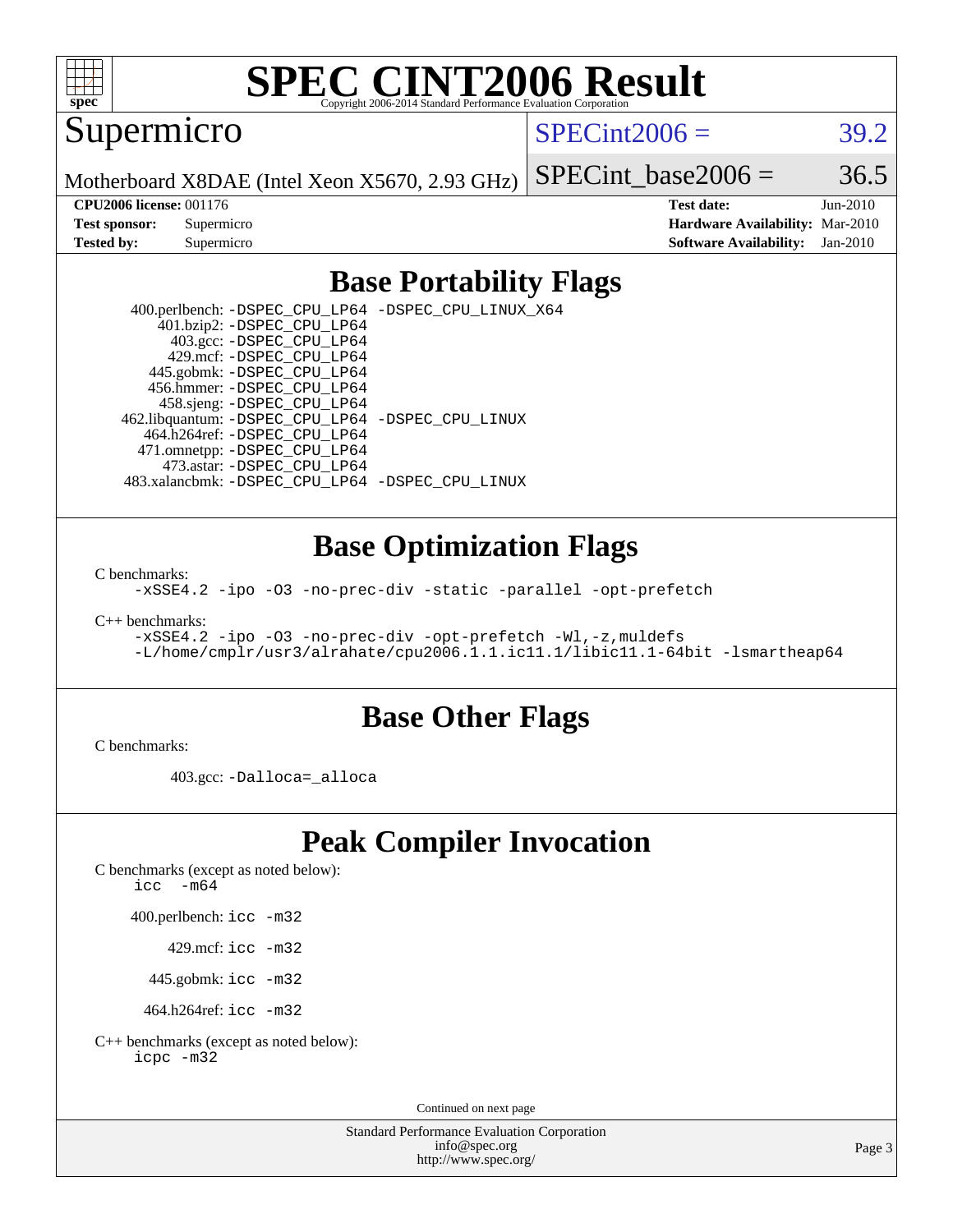# SPEC CINT2006 Result

Copyright 2006-2014 Standard Performance Evaluation Corporation

## Supermicro

Motherboard X8DAE (Intel Xeon X5670, 2.93 GHz)

SPECint2006 = 39.2

SPECint_base2006 = 36.5

| | | | |
|---|---|---|---|
| **CPU2006 license:** | 001176 | **Test date:** | Jun-2010 |
| **Test sponsor:** | Supermicro | **Hardware Availability:** | Mar-2010 |
| **Tested by:** | Supermicro | **Software Availability:** | Jan-2010 |

## Base Portability Flags

400.perlbench: -DSPEC_CPU_LP64 -DSPEC_CPU_LINUX_X64
401.bzip2: -DSPEC_CPU_LP64
403.gcc: -DSPEC_CPU_LP64
429.mcf: -DSPEC_CPU_LP64
445.gobmk: -DSPEC_CPU_LP64
456.hmmer: -DSPEC_CPU_LP64
458.sjeng: -DSPEC_CPU_LP64
462.libquantum: -DSPEC_CPU_LP64 -DSPEC_CPU_LINUX
464.h264ref: -DSPEC_CPU_LP64
471.omnetpp: -DSPEC_CPU_LP64
473.astar: -DSPEC_CPU_LP64
483.xalancbmk: -DSPEC_CPU_LP64 -DSPEC_CPU_LINUX

## Base Optimization Flags

C benchmarks:

-xSSE4.2 -ipo -O3 -no-prec-div -static -parallel -opt-prefetch

C++ benchmarks:

-xSSE4.2 -ipo -O3 -no-prec-div -opt-prefetch -Wl,-z,muldefs
-L/home/cmplr/usr3/alrahate/cpu2006.1.1.ic11.1/libic11.1-64bit -lsmartheap64

## Base Other Flags

C benchmarks:

403.gcc: -Dalloca=_alloca

## Peak Compiler Invocation

C benchmarks (except as noted below):

icc -m64

400.perlbench: icc -m32

429.mcf: icc -m32

445.gobmk: icc -m32

464.h264ref: icc -m32

C++ benchmarks (except as noted below):

icpc -m32

Continued on next page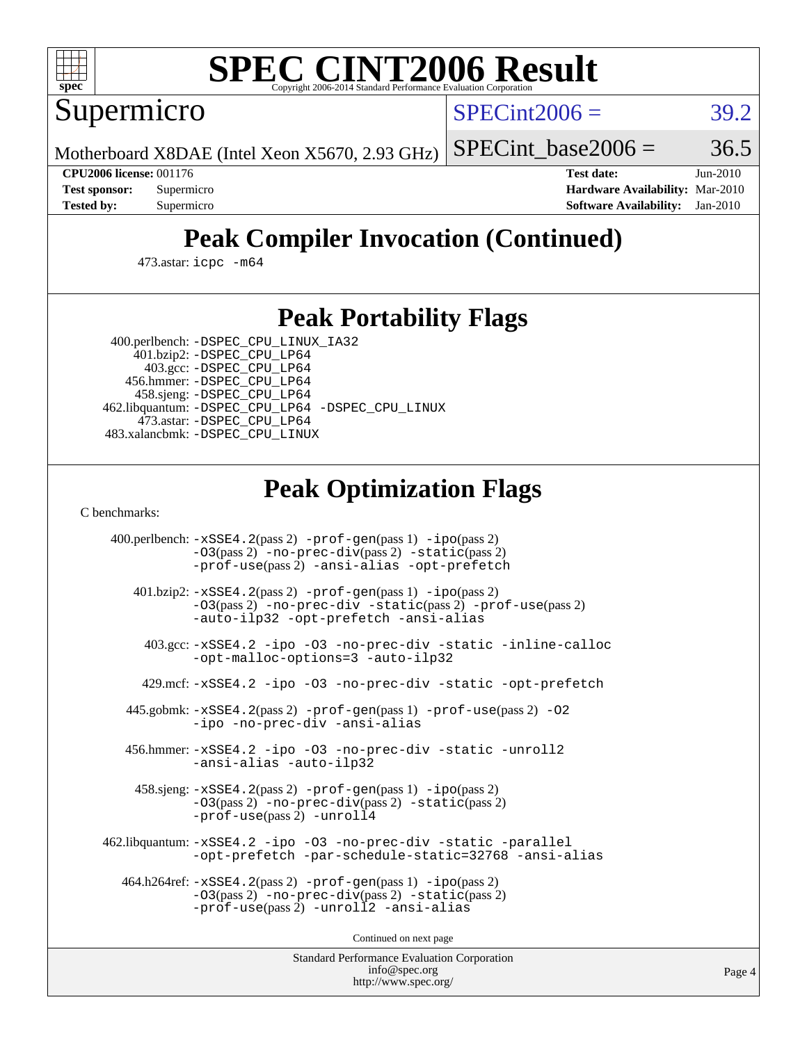# SPEC CINT2006 Result

Supermicro

Motherboard X8DAE (Intel Xeon X5670, 2.93 GHz)

SPECint2006 = 39.2

SPECint_base2006 = 36.5

**CPU2006 license:** 001176
**Test sponsor:** Supermicro
**Tested by:** Supermicro

**Test date:** Jun-2010
**Hardware Availability:** Mar-2010
**Software Availability:** Jan-2010

## Peak Compiler Invocation (Continued)

473.astar: `icpc -m64`

## Peak Portability Flags

400.perlbench: `-DSPEC_CPU_LINUX_IA32`
401.bzip2: `-DSPEC_CPU_LP64`
403.gcc: `-DSPEC_CPU_LP64`
456.hmmer: `-DSPEC_CPU_LP64`
458.sjeng: `-DSPEC_CPU_LP64`
462.libquantum: `-DSPEC_CPU_LP64 -DSPEC_CPU_LINUX`
473.astar: `-DSPEC_CPU_LP64`
483.xalancbmk: `-DSPEC_CPU_LINUX`

## Peak Optimization Flags

C benchmarks:

400.perlbench: `-xSSE4.2`(pass 2) `-prof-gen`(pass 1) `-ipo`(pass 2) `-O3`(pass 2) `-no-prec-div`(pass 2) `-static`(pass 2) `-prof-use`(pass 2) `-ansi-alias -opt-prefetch`

401.bzip2: `-xSSE4.2`(pass 2) `-prof-gen`(pass 1) `-ipo`(pass 2) `-O3`(pass 2) `-no-prec-div -static`(pass 2) `-prof-use`(pass 2) `-auto-ilp32 -opt-prefetch -ansi-alias`

403.gcc: `-xSSE4.2 -ipo -O3 -no-prec-div -static -inline-calloc -opt-malloc-options=3 -auto-ilp32`

429.mcf: `-xSSE4.2 -ipo -O3 -no-prec-div -static -opt-prefetch`

445.gobmk: `-xSSE4.2`(pass 2) `-prof-gen`(pass 1) `-prof-use`(pass 2) `-O2 -ipo -no-prec-div -ansi-alias`

456.hmmer: `-xSSE4.2 -ipo -O3 -no-prec-div -static -unroll2 -ansi-alias -auto-ilp32`

458.sjeng: `-xSSE4.2`(pass 2) `-prof-gen`(pass 1) `-ipo`(pass 2) `-O3`(pass 2) `-no-prec-div`(pass 2) `-static`(pass 2) `-prof-use`(pass 2) `-unroll4`

462.libquantum: `-xSSE4.2 -ipo -O3 -no-prec-div -static -parallel -opt-prefetch -par-schedule-static=32768 -ansi-alias`

464.h264ref: `-xSSE4.2`(pass 2) `-prof-gen`(pass 1) `-ipo`(pass 2) `-O3`(pass 2) `-no-prec-div`(pass 2) `-static`(pass 2) `-prof-use`(pass 2) `-unroll2 -ansi-alias`

Continued on next page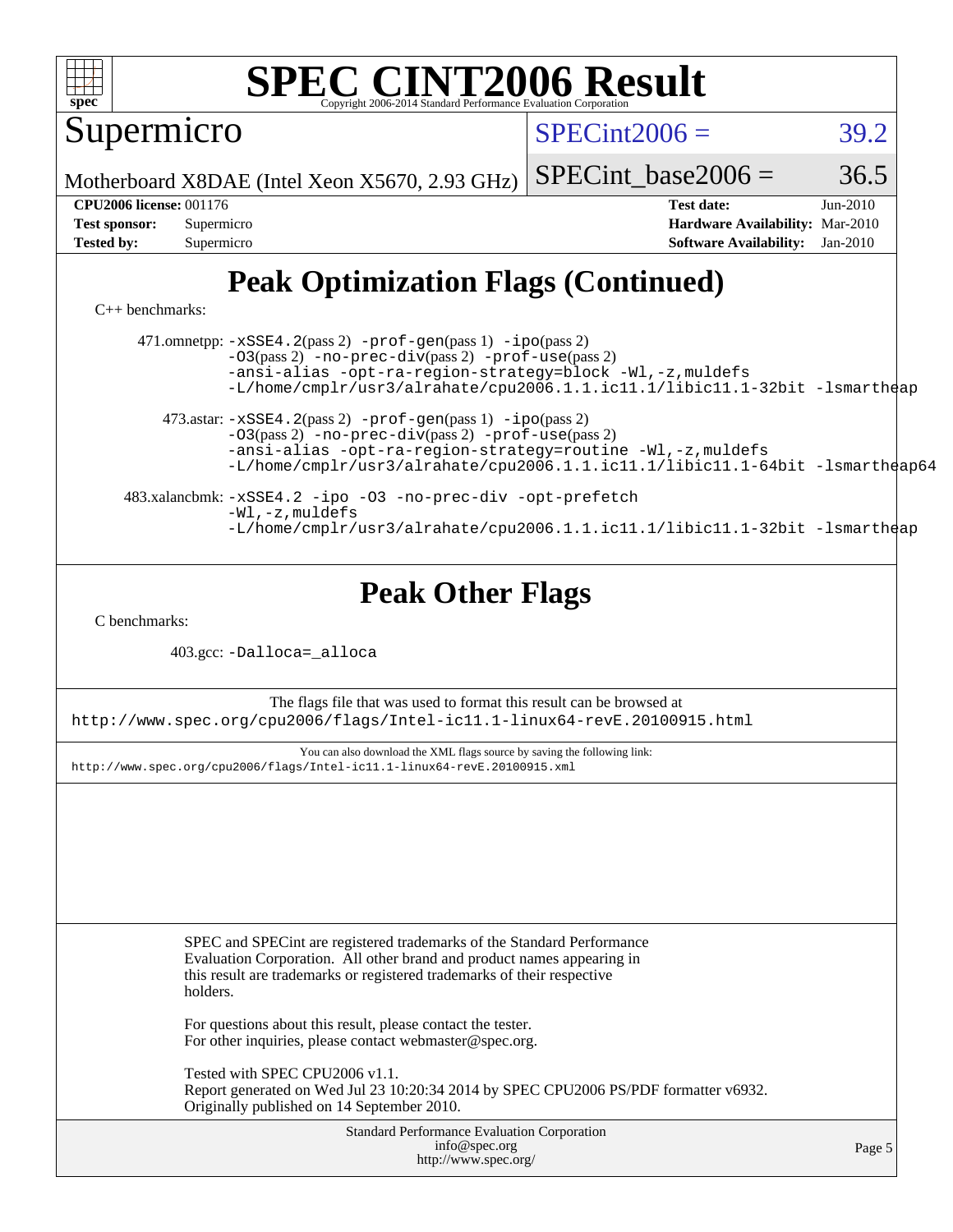# Peak Optimization Flags (Continued)

C++ benchmarks:

471.omnetpp: -xSSE4.2(pass 2) -prof-gen(pass 1) -ipo(pass 2) -O3(pass 2) -no-prec-div(pass 2) -prof-use(pass 2) -ansi-alias -opt-ra-region-strategy=block -Wl,-z,muldefs -L/home/cmplr/usr3/alrahate/cpu2006.1.1.ic11.1/libic11.1-32bit -lsmartheap

473.astar: -xSSE4.2(pass 2) -prof-gen(pass 1) -ipo(pass 2) -O3(pass 2) -no-prec-div(pass 2) -prof-use(pass 2) -ansi-alias -opt-ra-region-strategy=routine -Wl,-z,muldefs -L/home/cmplr/usr3/alrahate/cpu2006.1.1.ic11.1/libic11.1-64bit -lsmartheap64

483.xalancbmk: -xSSE4.2 -ipo -O3 -no-prec-div -opt-prefetch -Wl,-z,muldefs -L/home/cmplr/usr3/alrahate/cpu2006.1.1.ic11.1/libic11.1-32bit -lsmartheap

# Peak Other Flags

C benchmarks:

403.gcc: -Dalloca=_alloca

The flags file that was used to format this result can be browsed at
http://www.spec.org/cpu2006/flags/Intel-ic11.1-linux64-revE.20100915.html

You can also download the XML flags source by saving the following link:
http://www.spec.org/cpu2006/flags/Intel-ic11.1-linux64-revE.20100915.xml

SPEC and SPECint are registered trademarks of the Standard Performance Evaluation Corporation. All other brand and product names appearing in this result are trademarks or registered trademarks of their respective holders.

For questions about this result, please contact the tester.
For other inquiries, please contact webmaster@spec.org.

Tested with SPEC CPU2006 v1.1.
Report generated on Wed Jul 23 10:20:34 2014 by SPEC CPU2006 PS/PDF formatter v6932.
Originally published on 14 September 2010.